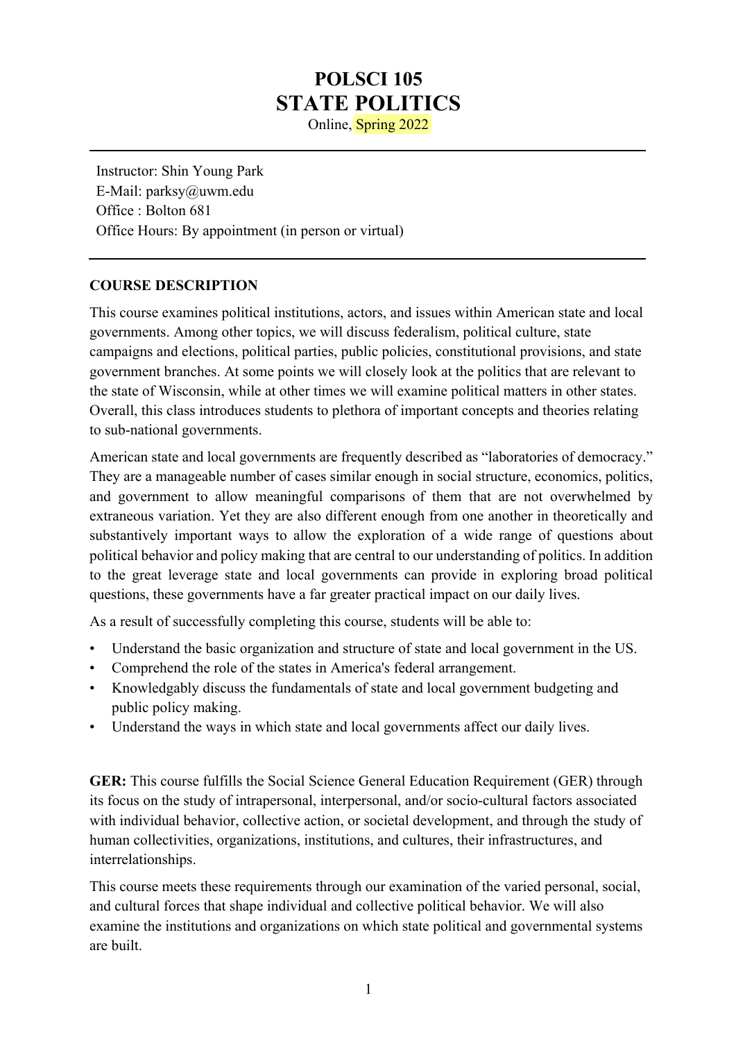# POLSCI 105
# STATE POLITICS

Online, Spring 2022

---

Instructor: Shin Young Park
E-Mail: parksy@uwm.edu
Office : Bolton 681
Office Hours: By appointment (in person or virtual)

---

## COURSE DESCRIPTION

This course examines political institutions, actors, and issues within American state and local governments. Among other topics, we will discuss federalism, political culture, state campaigns and elections, political parties, public policies, constitutional provisions, and state government branches. At some points we will closely look at the politics that are relevant to the state of Wisconsin, while at other times we will examine political matters in other states. Overall, this class introduces students to plethora of important concepts and theories relating to sub-national governments.

American state and local governments are frequently described as "laboratories of democracy." They are a manageable number of cases similar enough in social structure, economics, politics, and government to allow meaningful comparisons of them that are not overwhelmed by extraneous variation. Yet they are also different enough from one another in theoretically and substantively important ways to allow the exploration of a wide range of questions about political behavior and policy making that are central to our understanding of politics. In addition to the great leverage state and local governments can provide in exploring broad political questions, these governments have a far greater practical impact on our daily lives.

As a result of successfully completing this course, students will be able to:

- Understand the basic organization and structure of state and local government in the US.
- Comprehend the role of the states in America's federal arrangement.
- Knowledgably discuss the fundamentals of state and local government budgeting and public policy making.
- Understand the ways in which state and local governments affect our daily lives.

**GER:** This course fulfills the Social Science General Education Requirement (GER) through its focus on the study of intrapersonal, interpersonal, and/or socio-cultural factors associated with individual behavior, collective action, or societal development, and through the study of human collectivities, organizations, institutions, and cultures, their infrastructures, and interrelationships.

This course meets these requirements through our examination of the varied personal, social, and cultural forces that shape individual and collective political behavior. We will also examine the institutions and organizations on which state political and governmental systems are built.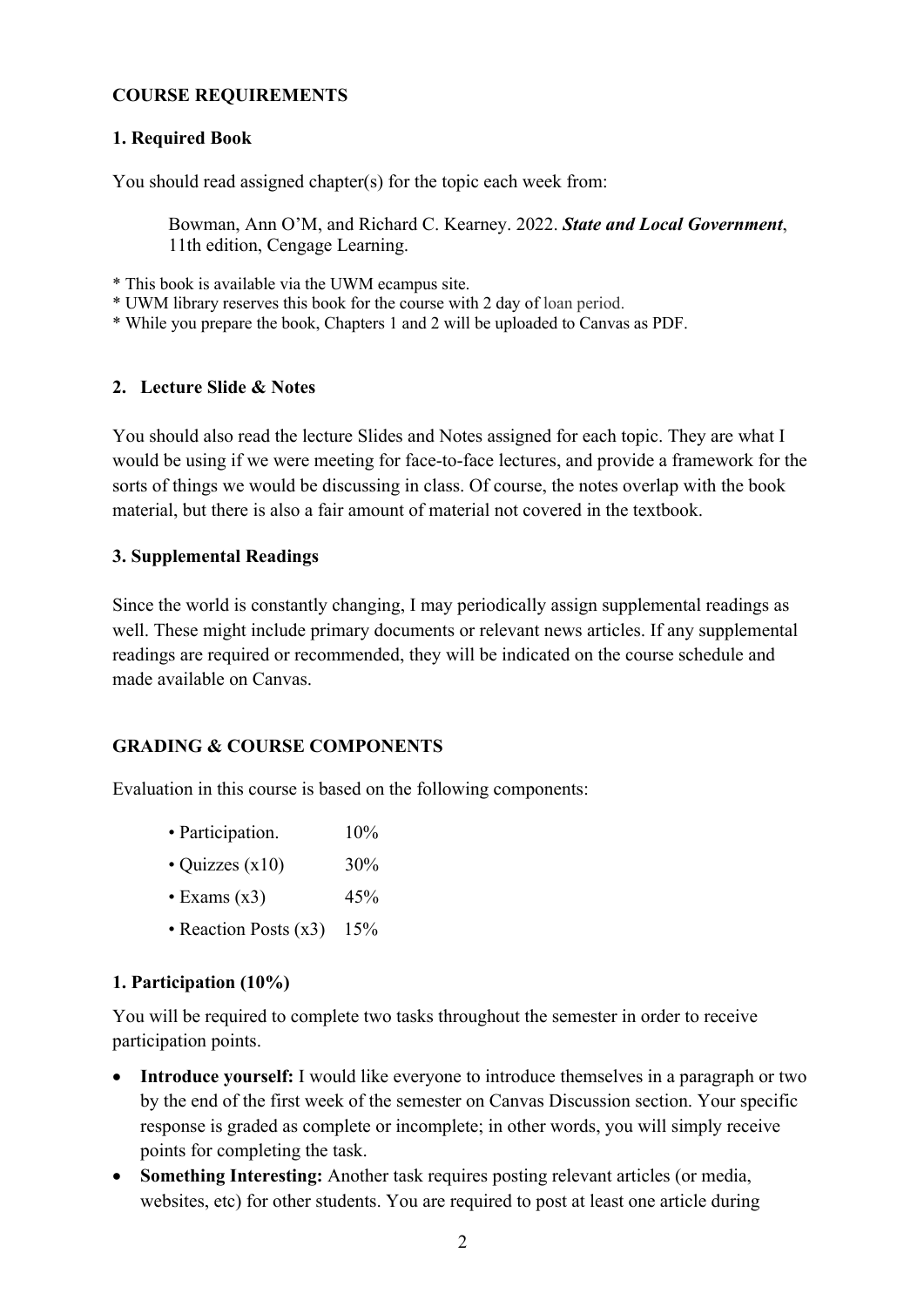**COURSE REQUIREMENTS**

**1. Required Book**

You should read assigned chapter(s) for the topic each week from:

> Bowman, Ann O'M, and Richard C. Kearney. 2022. ***State and Local Government***, 11th edition, Cengage Learning.

* This book is available via the UWM ecampus site.
* UWM library reserves this book for the course with 2 day of loan period.
* While you prepare the book, Chapters 1 and 2 will be uploaded to Canvas as PDF.

**2. Lecture Slide & Notes**

You should also read the lecture Slides and Notes assigned for each topic. They are what I would be using if we were meeting for face-to-face lectures, and provide a framework for the sorts of things we would be discussing in class. Of course, the notes overlap with the book material, but there is also a fair amount of material not covered in the textbook.

**3. Supplemental Readings**

Since the world is constantly changing, I may periodically assign supplemental readings as well. These might include primary documents or relevant news articles. If any supplemental readings are required or recommended, they will be indicated on the course schedule and made available on Canvas.

**GRADING & COURSE COMPONENTS**

Evaluation in this course is based on the following components:

| | |
|---|---|
| • Participation. | 10% |
| • Quizzes (x10) | 30% |
| • Exams (x3) | 45% |
| • Reaction Posts (x3) | 15% |

**1. Participation (10%)**

You will be required to complete two tasks throughout the semester in order to receive participation points.

- **Introduce yourself:** I would like everyone to introduce themselves in a paragraph or two by the end of the first week of the semester on Canvas Discussion section. Your specific response is graded as complete or incomplete; in other words, you will simply receive points for completing the task.
- **Something Interesting:** Another task requires posting relevant articles (or media, websites, etc) for other students. You are required to post at least one article during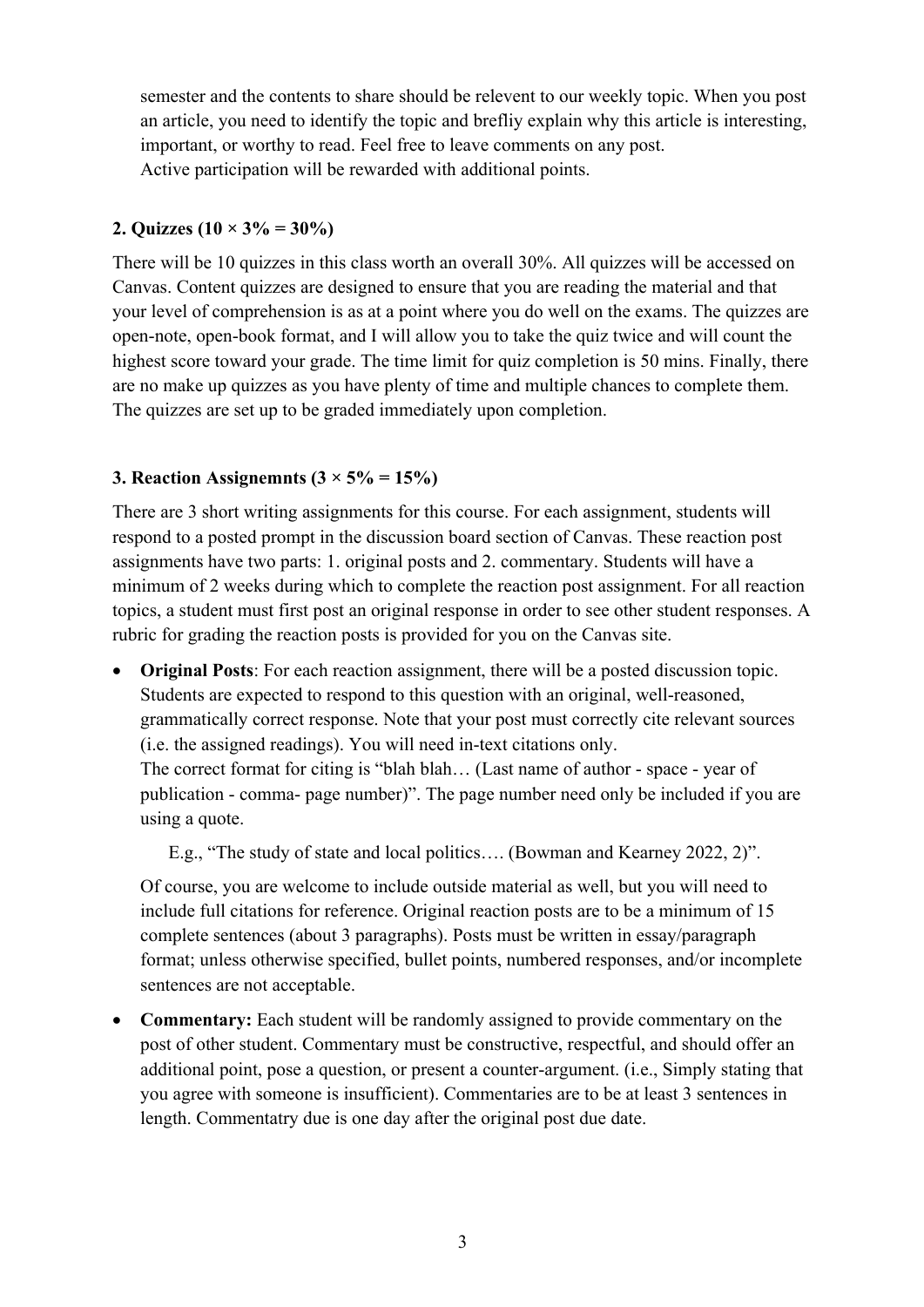semester and the contents to share should be relevent to our weekly topic. When you post an article, you need to identify the topic and brefliy explain why this article is interesting, important, or worthy to read. Feel free to leave comments on any post.
Active participation will be rewarded with additional points.

**2. Quizzes (10 × 3% = 30%)**

There will be 10 quizzes in this class worth an overall 30%. All quizzes will be accessed on Canvas. Content quizzes are designed to ensure that you are reading the material and that your level of comprehension is as at a point where you do well on the exams. The quizzes are open-note, open-book format, and I will allow you to take the quiz twice and will count the highest score toward your grade. The time limit for quiz completion is 50 mins. Finally, there are no make up quizzes as you have plenty of time and multiple chances to complete them. The quizzes are set up to be graded immediately upon completion.

**3. Reaction Assigenemnts (3 × 5% = 15%)**

There are 3 short writing assignments for this course. For each assignment, students will respond to a posted prompt in the discussion board section of Canvas. These reaction post assignments have two parts: 1. original posts and 2. commentary. Students will have a minimum of 2 weeks during which to complete the reaction post assignment. For all reaction topics, a student must first post an original response in order to see other student responses. A rubric for grading the reaction posts is provided for you on the Canvas site.

- **Original Posts**: For each reaction assignment, there will be a posted discussion topic. Students are expected to respond to this question with an original, well-reasoned, grammatically correct response. Note that your post must correctly cite relevant sources (i.e. the assigned readings). You will need in-text citations only.
  The correct format for citing is "blah blah… (Last name of author - space - year of publication - comma- page number)". The page number need only be included if you are using a quote.

  E.g., "The study of state and local politics…. (Bowman and Kearney 2022, 2)".

  Of course, you are welcome to include outside material as well, but you will need to include full citations for reference. Original reaction posts are to be a minimum of 15 complete sentences (about 3 paragraphs). Posts must be written in essay/paragraph format; unless otherwise specified, bullet points, numbered responses, and/or incomplete sentences are not acceptable.

- **Commentary:** Each student will be randomly assigned to provide commentary on the post of other student. Commentary must be constructive, respectful, and should offer an additional point, pose a question, or present a counter-argument. (i.e., Simply stating that you agree with someone is insufficient). Commentaries are to be at least 3 sentences in length. Commentatry due is one day after the original post due date.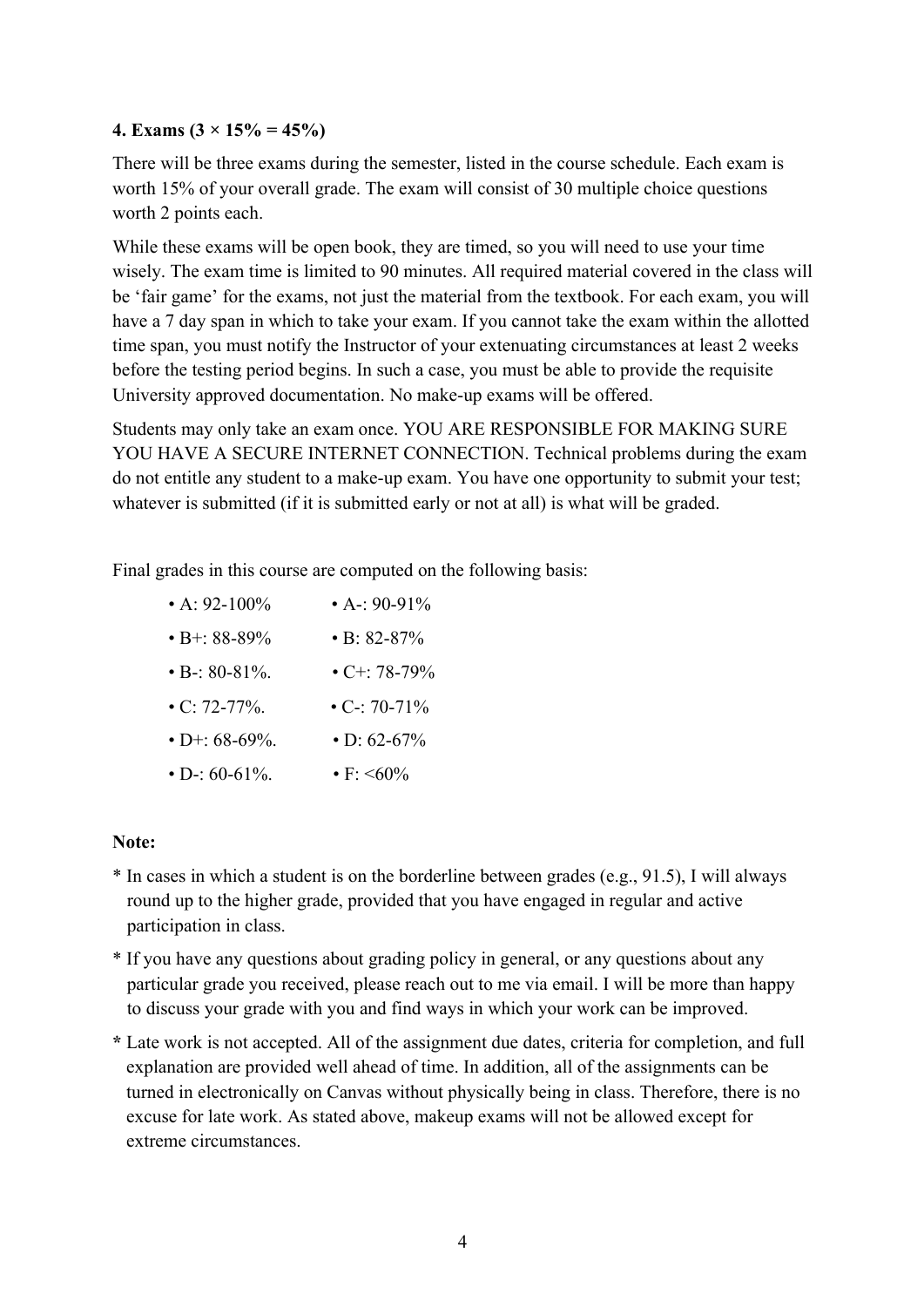**4. Exams (3 × 15% = 45%)**

There will be three exams during the semester, listed in the course schedule. Each exam is worth 15% of your overall grade. The exam will consist of 30 multiple choice questions worth 2 points each.

While these exams will be open book, they are timed, so you will need to use your time wisely. The exam time is limited to 90 minutes. All required material covered in the class will be 'fair game' for the exams, not just the material from the textbook. For each exam, you will have a 7 day span in which to take your exam. If you cannot take the exam within the allotted time span, you must notify the Instructor of your extenuating circumstances at least 2 weeks before the testing period begins. In such a case, you must be able to provide the requisite University approved documentation. No make-up exams will be offered.

Students may only take an exam once. YOU ARE RESPONSIBLE FOR MAKING SURE YOU HAVE A SECURE INTERNET CONNECTION. Technical problems during the exam do not entitle any student to a make-up exam. You have one opportunity to submit your test; whatever is submitted (if it is submitted early or not at all) is what will be graded.

Final grades in this course are computed on the following basis:

- A: 92-100%
- A-: 90-91%
- B+: 88-89%
- B: 82-87%
- B-: 80-81%.
- C+: 78-79%
- C: 72-77%.
- C-: 70-71%
- D+: 68-69%.
- D: 62-67%
- D-: 60-61%.
- F: <60%

**Note:**

\* In cases in which a student is on the borderline between grades (e.g., 91.5), I will always round up to the higher grade, provided that you have engaged in regular and active participation in class.

\* If you have any questions about grading policy in general, or any questions about any particular grade you received, please reach out to me via email. I will be more than happy to discuss your grade with you and find ways in which your work can be improved.

**\*** Late work is not accepted. All of the assignment due dates, criteria for completion, and full explanation are provided well ahead of time. In addition, all of the assignments can be turned in electronically on Canvas without physically being in class. Therefore, there is no excuse for late work. As stated above, makeup exams will not be allowed except for extreme circumstances.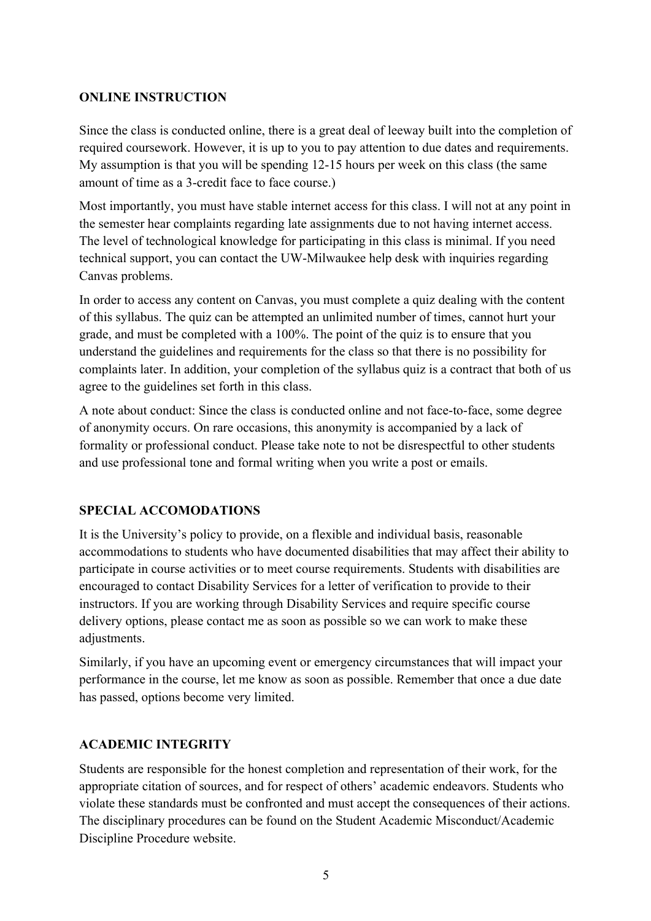**ONLINE INSTRUCTION**

Since the class is conducted online, there is a great deal of leeway built into the completion of required coursework. However, it is up to you to pay attention to due dates and requirements. My assumption is that you will be spending 12-15 hours per week on this class (the same amount of time as a 3-credit face to face course.)

Most importantly, you must have stable internet access for this class. I will not at any point in the semester hear complaints regarding late assignments due to not having internet access. The level of technological knowledge for participating in this class is minimal. If you need technical support, you can contact the UW-Milwaukee help desk with inquiries regarding Canvas problems.

In order to access any content on Canvas, you must complete a quiz dealing with the content of this syllabus. The quiz can be attempted an unlimited number of times, cannot hurt your grade, and must be completed with a 100%. The point of the quiz is to ensure that you understand the guidelines and requirements for the class so that there is no possibility for complaints later. In addition, your completion of the syllabus quiz is a contract that both of us agree to the guidelines set forth in this class.

A note about conduct: Since the class is conducted online and not face-to-face, some degree of anonymity occurs. On rare occasions, this anonymity is accompanied by a lack of formality or professional conduct. Please take note to not be disrespectful to other students and use professional tone and formal writing when you write a post or emails.

**SPECIAL ACCOMODATIONS**

It is the University's policy to provide, on a flexible and individual basis, reasonable accommodations to students who have documented disabilities that may affect their ability to participate in course activities or to meet course requirements. Students with disabilities are encouraged to contact Disability Services for a letter of verification to provide to their instructors. If you are working through Disability Services and require specific course delivery options, please contact me as soon as possible so we can work to make these adjustments.

Similarly, if you have an upcoming event or emergency circumstances that will impact your performance in the course, let me know as soon as possible. Remember that once a due date has passed, options become very limited.

**ACADEMIC INTEGRITY**

Students are responsible for the honest completion and representation of their work, for the appropriate citation of sources, and for respect of others' academic endeavors. Students who violate these standards must be confronted and must accept the consequences of their actions. The disciplinary procedures can be found on the Student Academic Misconduct/Academic Discipline Procedure website.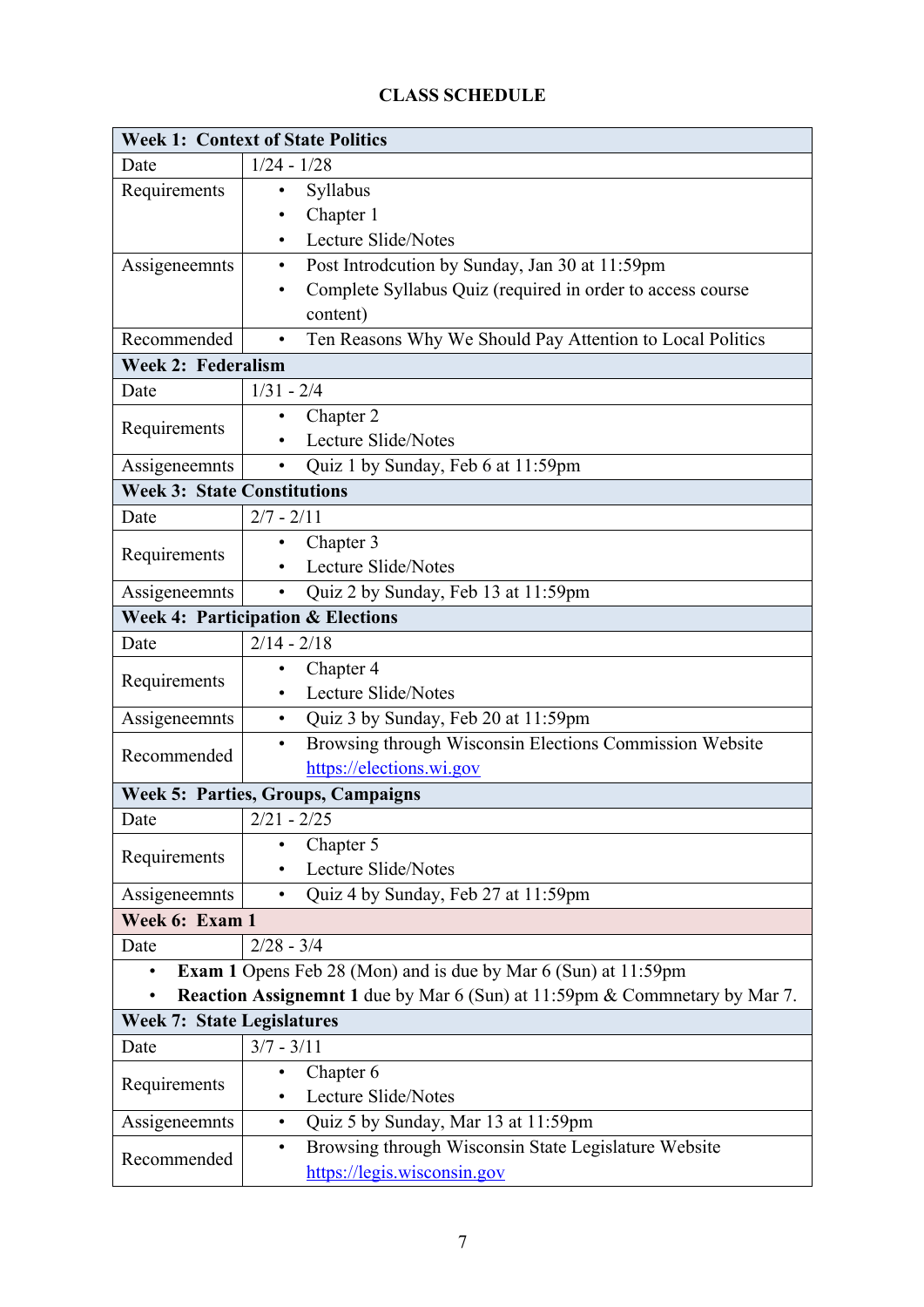**CLASS SCHEDULE**

| **Week 1: Context of State Politics** | |
|---|---|
| Date | 1/24 - 1/28 |
| Requirements | • Syllabus<br>• Chapter 1<br>• Lecture Slide/Notes |
| Assigeneemnts | • Post Introdcution by Sunday, Jan 30 at 11:59pm<br>• Complete Syllabus Quiz (required in order to access course content) |
| Recommended | • Ten Reasons Why We Should Pay Attention to Local Politics |
| **Week 2: Federalism** | |
| Date | 1/31 - 2/4 |
| Requirements | • Chapter 2<br>• Lecture Slide/Notes |
| Assigeneemnts | • Quiz 1 by Sunday, Feb 6 at 11:59pm |
| **Week 3: State Constitutions** | |
| Date | 2/7 - 2/11 |
| Requirements | • Chapter 3<br>• Lecture Slide/Notes |
| Assigeneemnts | • Quiz 2 by Sunday, Feb 13 at 11:59pm |
| **Week 4: Participation & Elections** | |
| Date | 2/14 - 2/18 |
| Requirements | • Chapter 4<br>• Lecture Slide/Notes |
| Assigeneemnts | • Quiz 3 by Sunday, Feb 20 at 11:59pm |
| Recommended | • Browsing through Wisconsin Elections Commission Website https://elections.wi.gov |
| **Week 5: Parties, Groups, Campaigns** | |
| Date | 2/21 - 2/25 |
| Requirements | • Chapter 5<br>• Lecture Slide/Notes |
| Assigeneemnts | • Quiz 4 by Sunday, Feb 27 at 11:59pm |
| **Week 6: Exam 1** | |
| Date | 2/28 - 3/4 |
| • **Exam 1** Opens Feb 28 (Mon) and is due by Mar 6 (Sun) at 11:59pm<br>• **Reaction Assignemnt 1** due by Mar 6 (Sun) at 11:59pm & Commnetary by Mar 7. | |
| **Week 7: State Legislatures** | |
| Date | 3/7 - 3/11 |
| Requirements | • Chapter 6<br>• Lecture Slide/Notes |
| Assigeneemnts | • Quiz 5 by Sunday, Mar 13 at 11:59pm |
| Recommended | • Browsing through Wisconsin State Legislature Website https://legis.wisconsin.gov |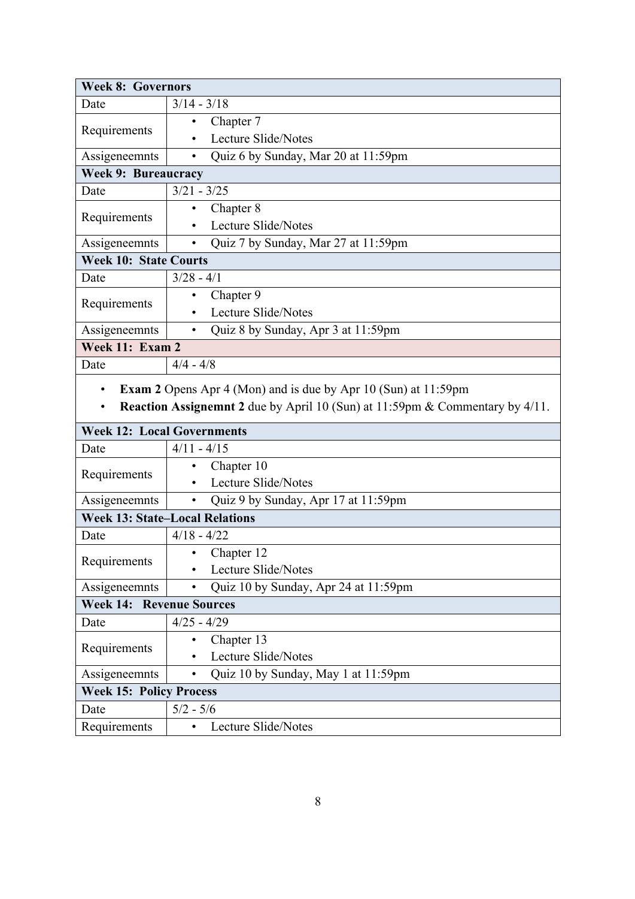| **Week 8: Governors** | |
|---|---|
| Date | 3/14 - 3/18 |
| Requirements | • Chapter 7<br>• Lecture Slide/Notes |
| Assigeneemnts | • Quiz 6 by Sunday, Mar 20 at 11:59pm |
| **Week 9: Bureaucracy** | |
| Date | 3/21 - 3/25 |
| Requirements | • Chapter 8<br>• Lecture Slide/Notes |
| Assigeneemnts | • Quiz 7 by Sunday, Mar 27 at 11:59pm |
| **Week 10: State Courts** | |
| Date | 3/28 - 4/1 |
| Requirements | • Chapter 9<br>• Lecture Slide/Notes |
| Assigeneemnts | • Quiz 8 by Sunday, Apr 3 at 11:59pm |
| **Week 11: Exam 2** | |
| Date | 4/4 - 4/8 |
| • **Exam 2** Opens Apr 4 (Mon) and is due by Apr 10 (Sun) at 11:59pm<br>• **Reaction Assignemnt 2** due by April 10 (Sun) at 11:59pm & Commentary by 4/11. | |
| **Week 12: Local Governments** | |
| Date | 4/11 - 4/15 |
| Requirements | • Chapter 10<br>• Lecture Slide/Notes |
| Assigeneemnts | • Quiz 9 by Sunday, Apr 17 at 11:59pm |
| **Week 13: State–Local Relations** | |
| Date | 4/18 - 4/22 |
| Requirements | • Chapter 12<br>• Lecture Slide/Notes |
| Assigeneemnts | • Quiz 10 by Sunday, Apr 24 at 11:59pm |
| **Week 14: Revenue Sources** | |
| Date | 4/25 - 4/29 |
| Requirements | • Chapter 13<br>• Lecture Slide/Notes |
| Assigeneemnts | • Quiz 10 by Sunday, May 1 at 11:59pm |
| **Week 15: Policy Process** | |
| Date | 5/2 - 5/6 |
| Requirements | • Lecture Slide/Notes |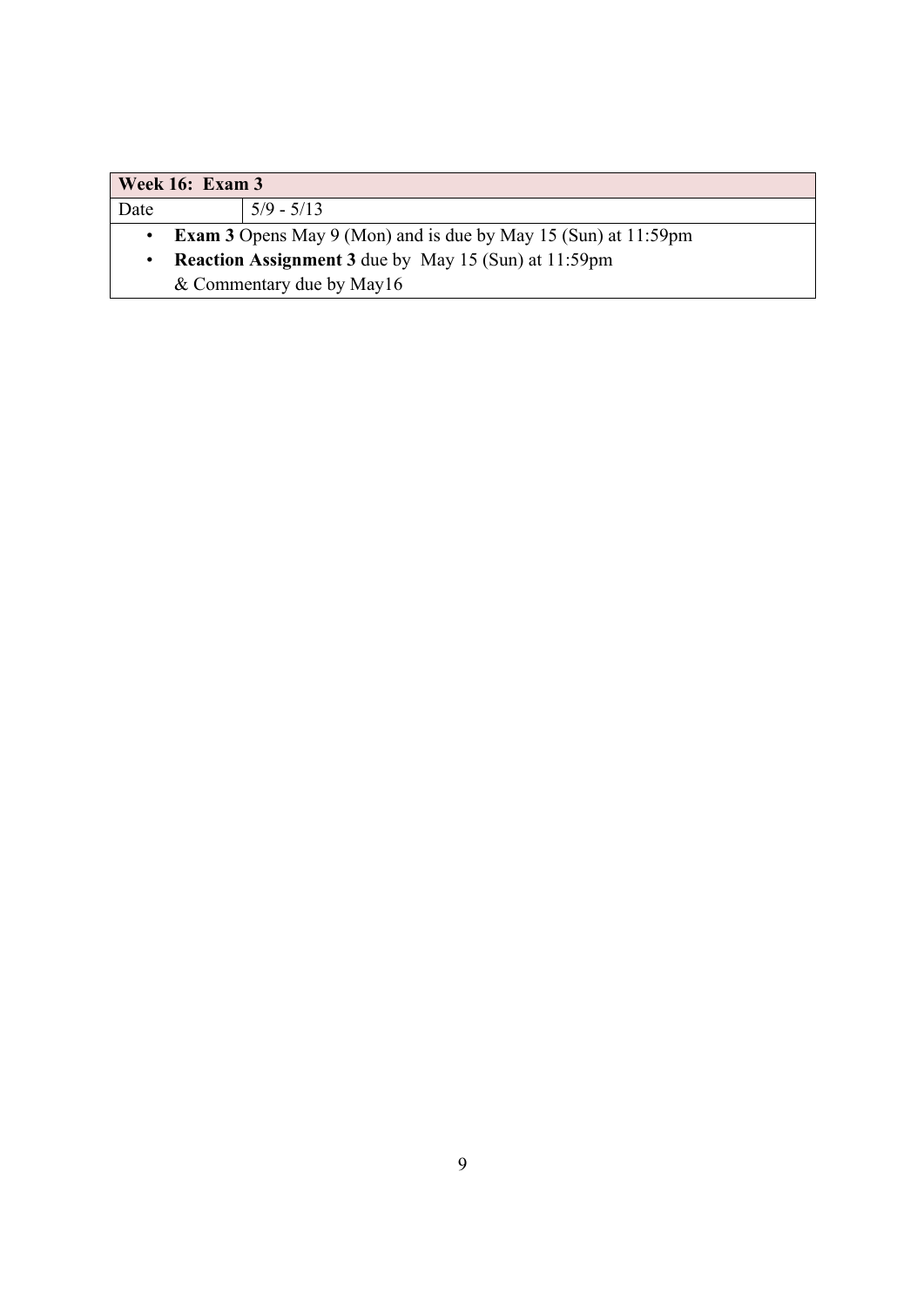| Week 16: Exam 3 | |
|---|---|
| Date | 5/9 - 5/13 |

- **Exam 3** Opens May 9 (Mon) and is due by May 15 (Sun) at 11:59pm
- **Reaction Assignment 3** due by May 15 (Sun) at 11:59pm
  & Commentary due by May16